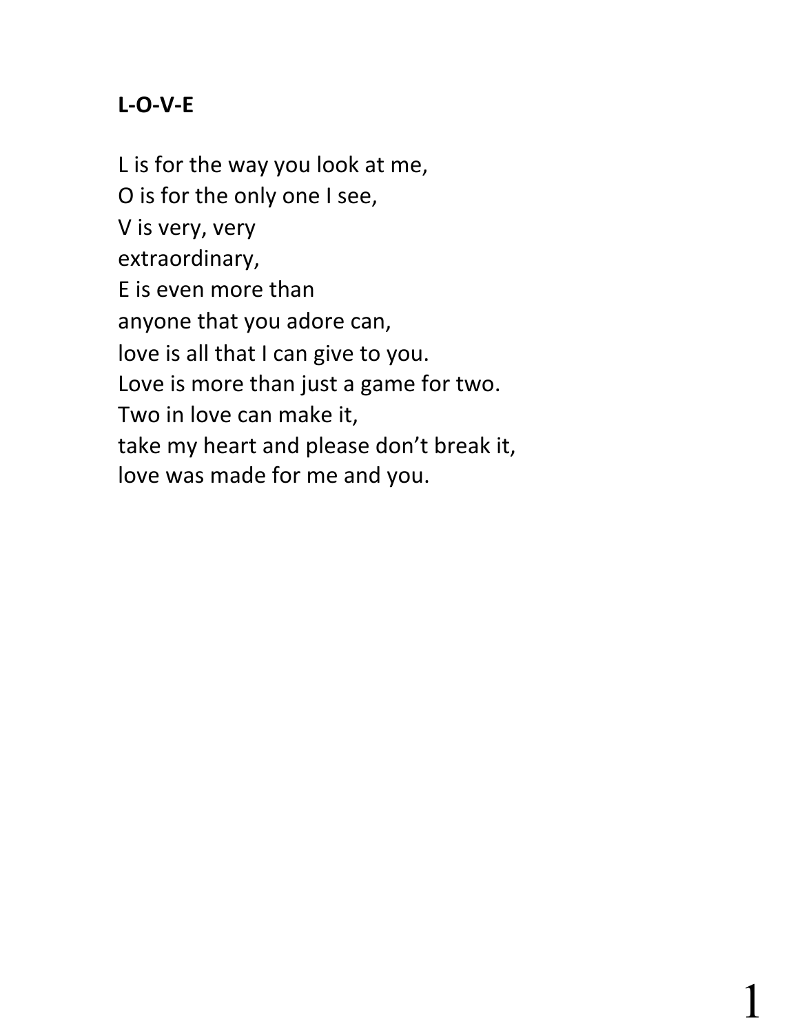**L-O-V-E**

L is for the way you look at me,  
O is for the only one I see,  
V is very, very  
extraordinary,  
E is even more than  
anyone that you adore can,  
love is all that I can give to you.  
Love is more than just a game for two.  
Two in love can make it,  
take my heart and please don't break it,  
love was made for me and you.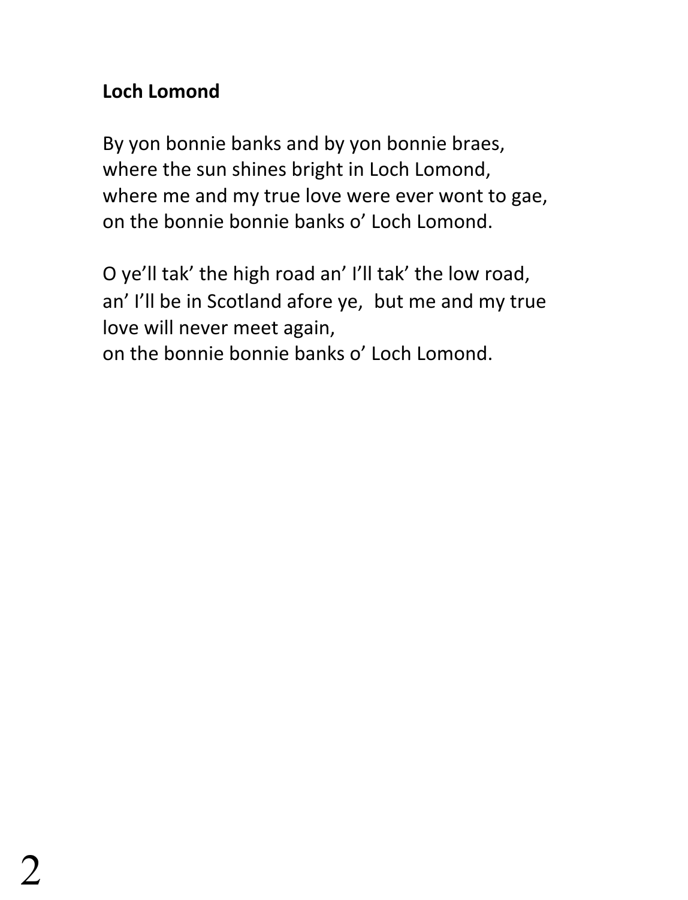**Loch Lomond**

By yon bonnie banks and by yon bonnie braes,
where the sun shines bright in Loch Lomond,
where me and my true love were ever wont to gae,
on the bonnie bonnie banks o' Loch Lomond.

O ye'll tak' the high road an' I'll tak' the low road,
an' I'll be in Scotland afore ye, but me and my true love will never meet again,
on the bonnie bonnie banks o' Loch Lomond.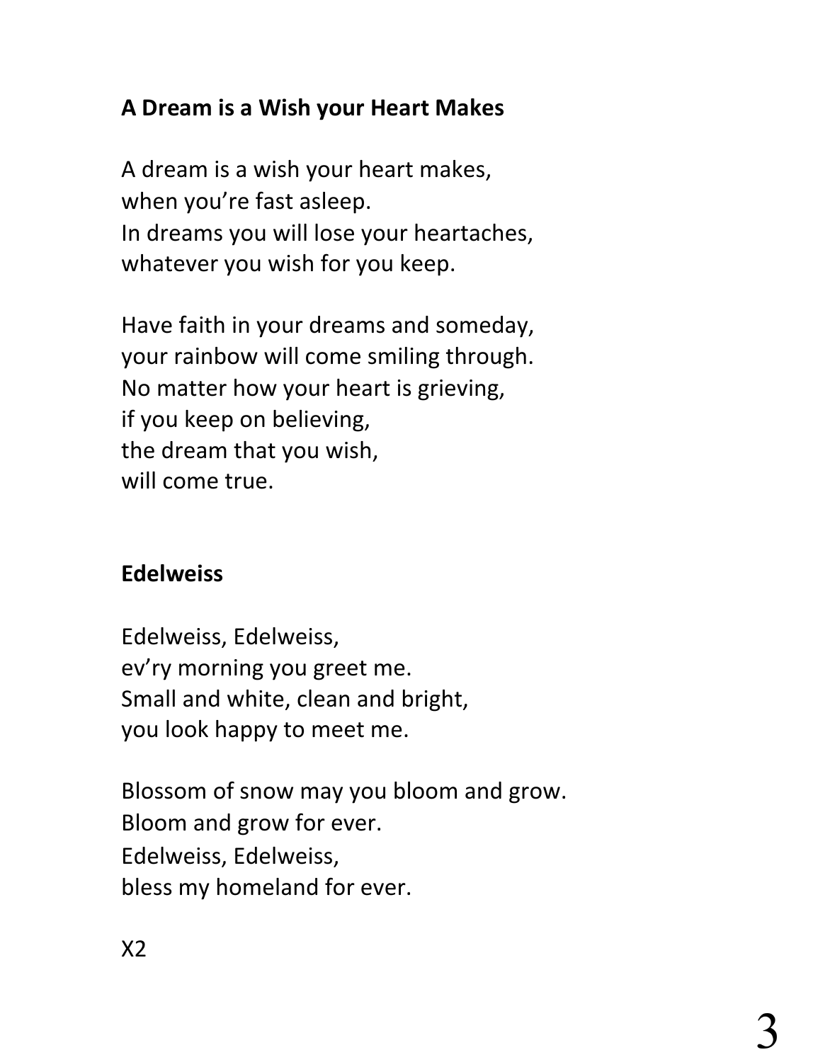**A Dream is a Wish your Heart Makes**

A dream is a wish your heart makes,
when you're fast asleep.
In dreams you will lose your heartaches,
whatever you wish for you keep.

Have faith in your dreams and someday,
your rainbow will come smiling through.
No matter how your heart is grieving,
if you keep on believing,
the dream that you wish,
will come true.

**Edelweiss**

Edelweiss, Edelweiss,
ev'ry morning you greet me.
Small and white, clean and bright,
you look happy to meet me.

Blossom of snow may you bloom and grow.
Bloom and grow for ever.
Edelweiss, Edelweiss,
bless my homeland for ever.

X2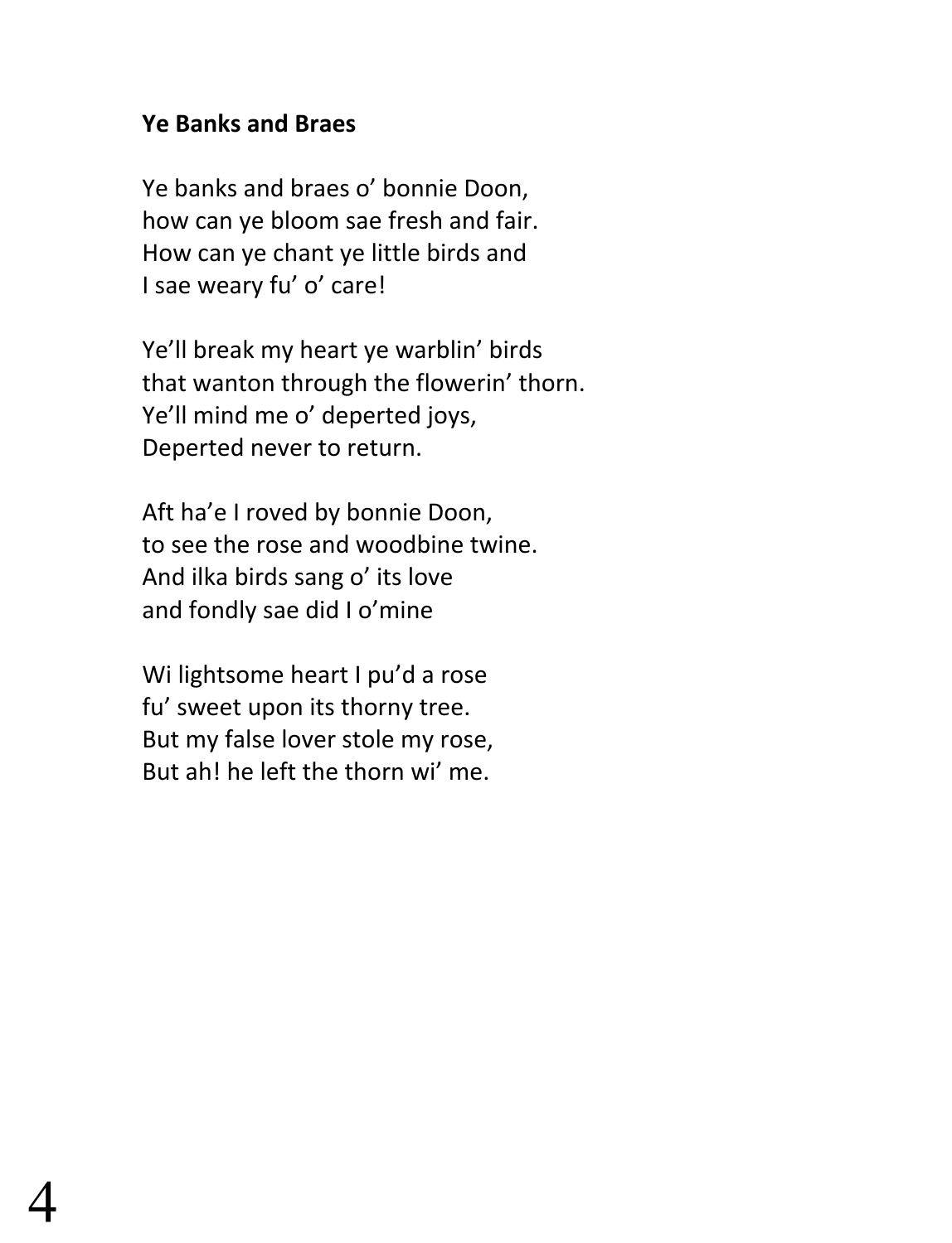**Ye Banks and Braes**

Ye banks and braes o' bonnie Doon,  
how can ye bloom sae fresh and fair.  
How can ye chant ye little birds and  
I sae weary fu' o' care!

Ye'll break my heart ye warblin' birds  
that wanton through the flowerin' thorn.  
Ye'll mind me o' deperted joys,  
Deperted never to return.

Aft ha'e I roved by bonnie Doon,  
to see the rose and woodbine twine.  
And ilka birds sang o' its love  
and fondly sae did I o'mine

Wi lightsome heart I pu'd a rose  
fu' sweet upon its thorny tree.  
But my false lover stole my rose,  
But ah! he left the thorn wi' me.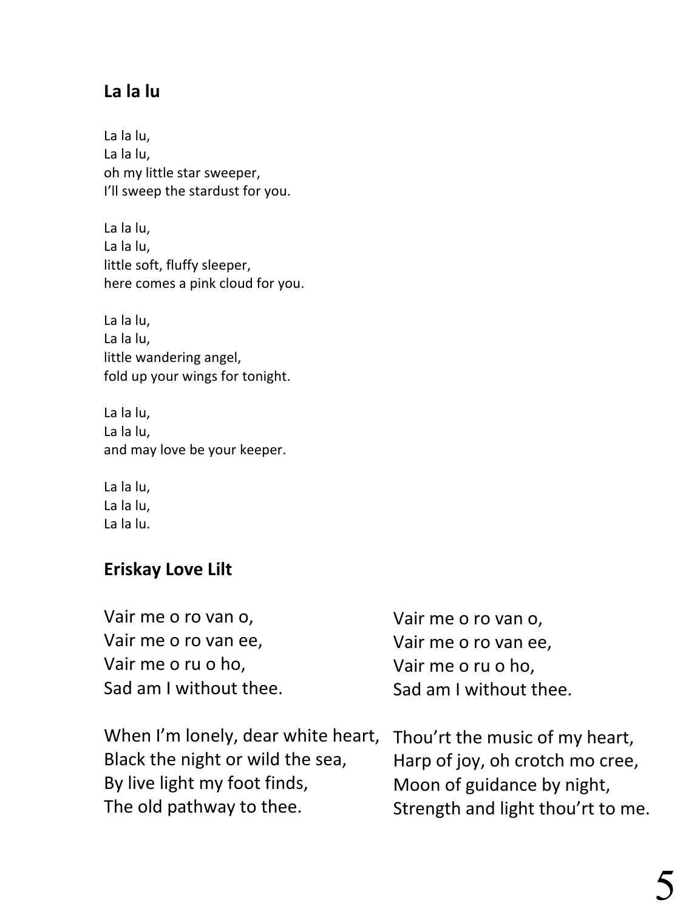## La la lu

La la lu,
La la lu,
oh my little star sweeper,
I'll sweep the stardust for you.

La la lu,
La la lu,
little soft, fluffy sleeper,
here comes a pink cloud for you.

La la lu,
La la lu,
little wandering angel,
fold up your wings for tonight.

La la lu,
La la lu,
and may love be your keeper.

La la lu,
La la lu,
La la lu.

## Eriskay Love Lilt

Vair me o ro van o,
Vair me o ro van ee,
Vair me o ru o ho,
Sad am I without thee.

When I'm lonely, dear white heart,
Black the night or wild the sea,
By live light my foot finds,
The old pathway to thee.

Vair me o ro van o,
Vair me o ro van ee,
Vair me o ru o ho,
Sad am I without thee.

Thou'rt the music of my heart,
Harp of joy, oh crotch mo cree,
Moon of guidance by night,
Strength and light thou'rt to me.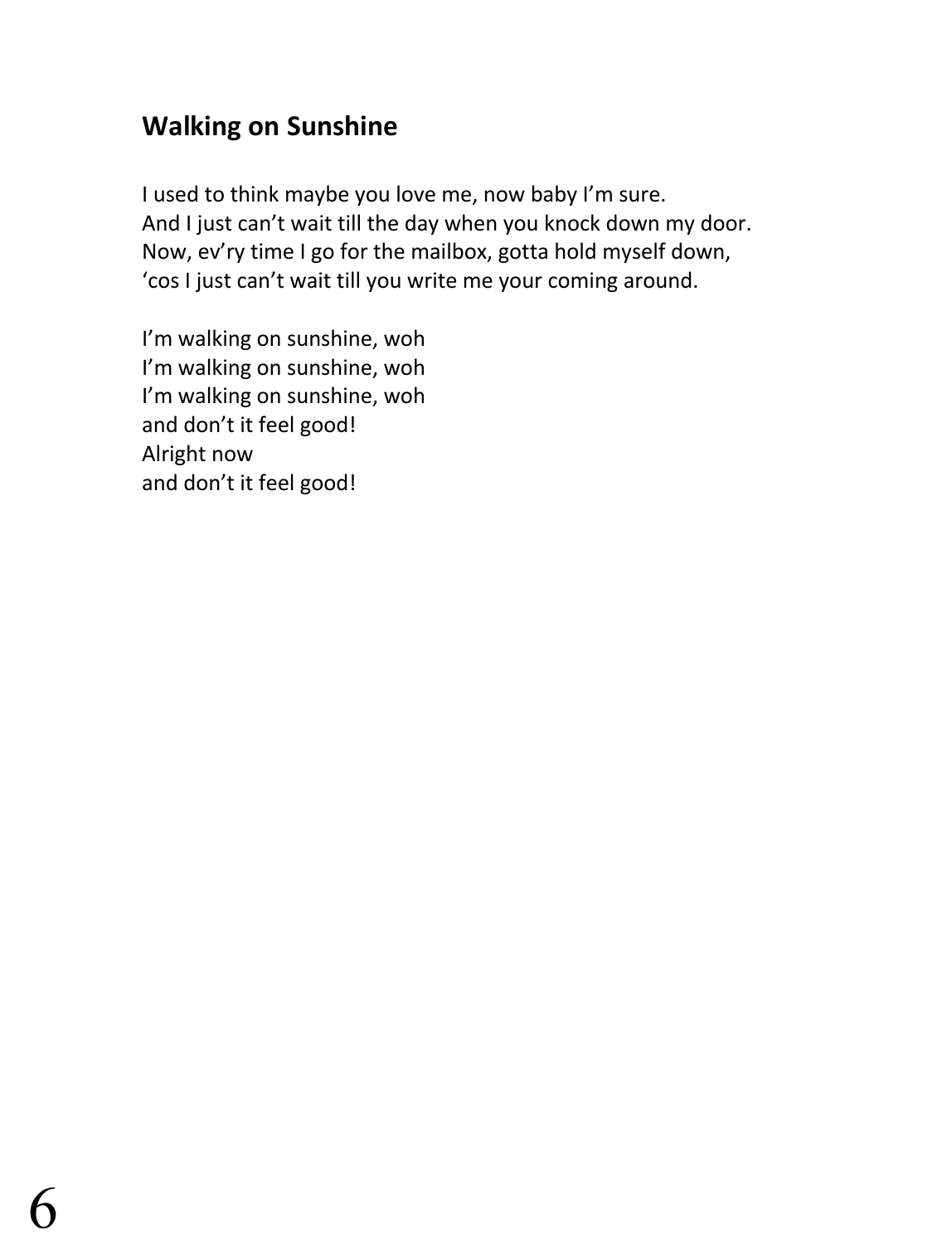## Walking on Sunshine

I used to think maybe you love me, now baby I'm sure.
And I just can't wait till the day when you knock down my door.
Now, ev'ry time I go for the mailbox, gotta hold myself down,
'cos I just can't wait till you write me your coming around.

I'm walking on sunshine, woh
I'm walking on sunshine, woh
I'm walking on sunshine, woh
and don't it feel good!
Alright now
and don't it feel good!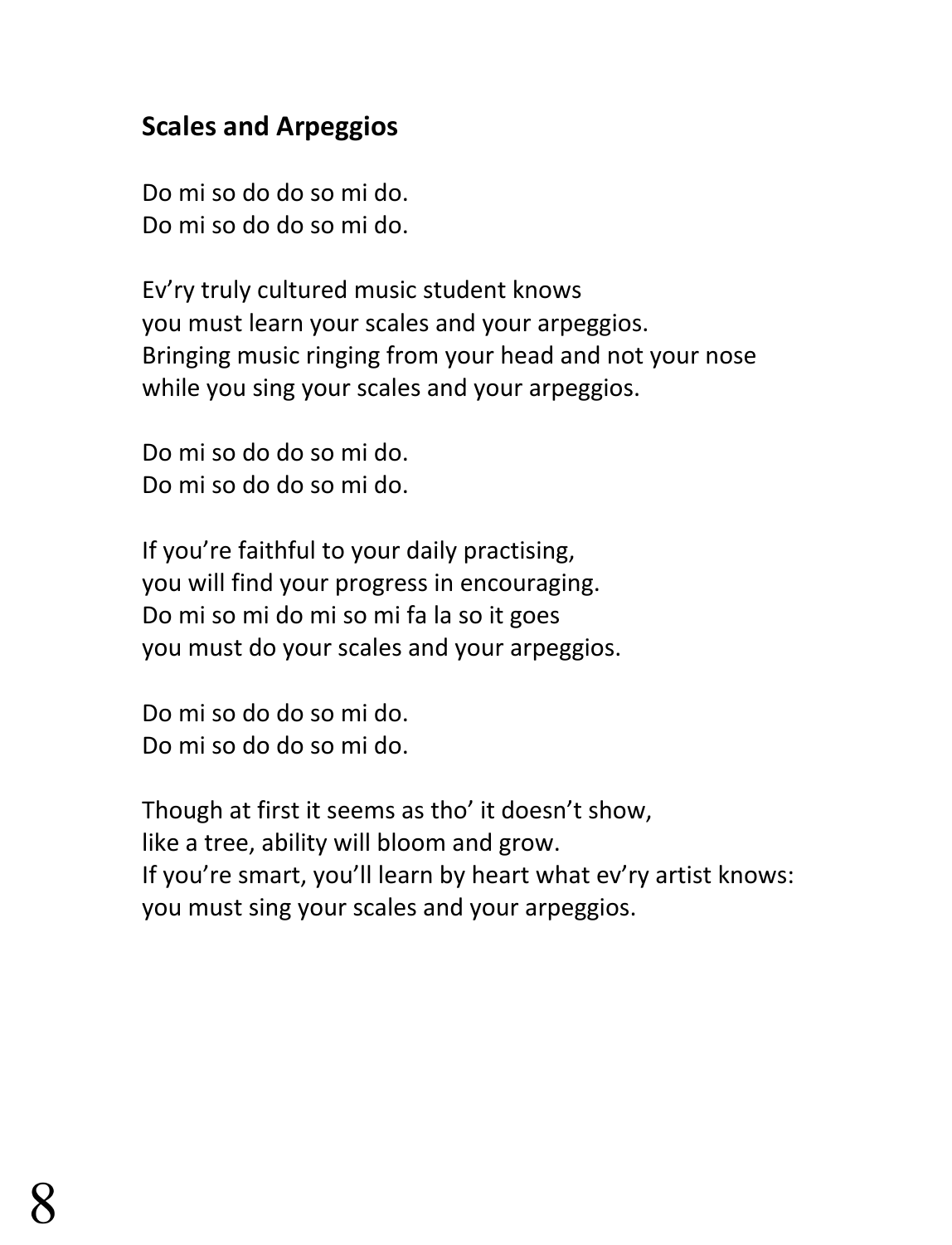## Scales and Arpeggios

Do mi so do do so mi do.
Do mi so do do so mi do.

Ev'ry truly cultured music student knows
you must learn your scales and your arpeggios.
Bringing music ringing from your head and not your nose
while you sing your scales and your arpeggios.

Do mi so do do so mi do.
Do mi so do do so mi do.

If you're faithful to your daily practising,
you will find your progress in encouraging.
Do mi so mi do mi so mi fa la so it goes
you must do your scales and your arpeggios.

Do mi so do do so mi do.
Do mi so do do so mi do.

Though at first it seems as tho' it doesn't show,
like a tree, ability will bloom and grow.
If you're smart, you'll learn by heart what ev'ry artist knows:
you must sing your scales and your arpeggios.